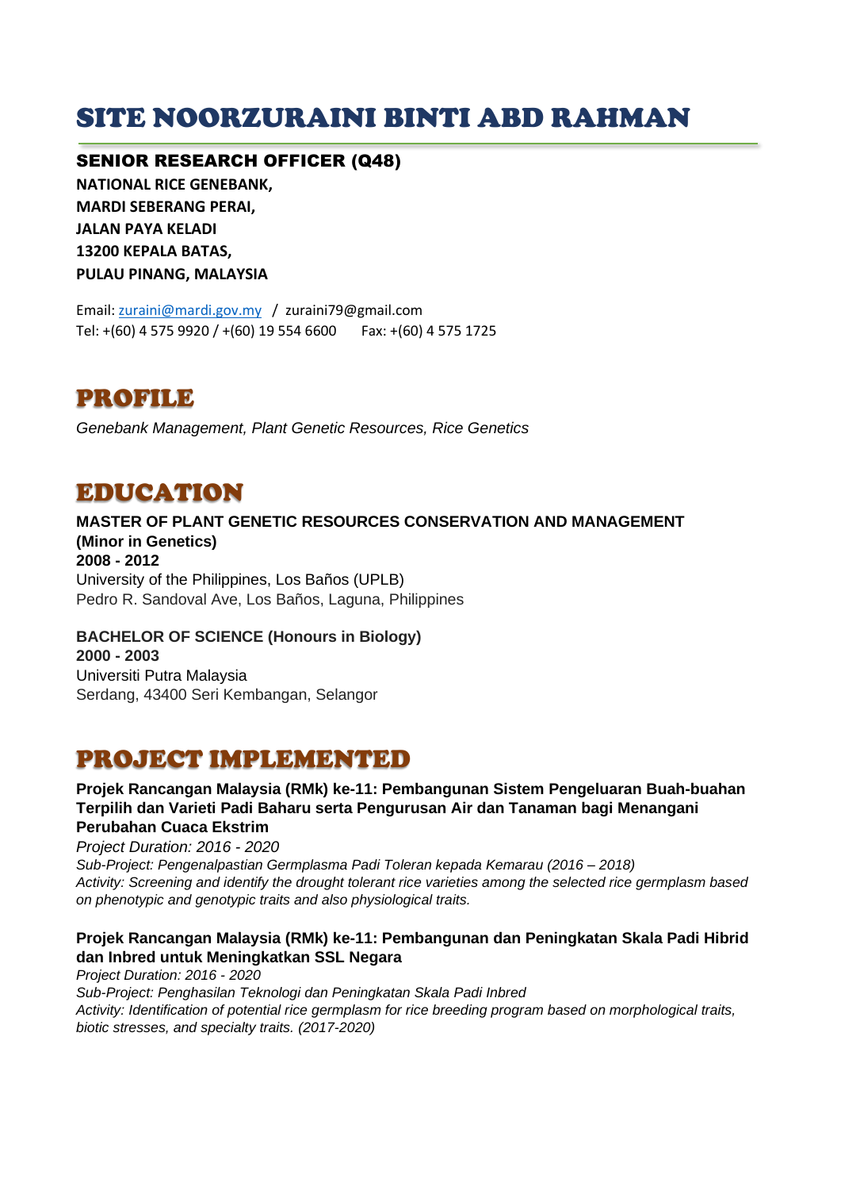# SITE NOORZURAINI BINTI ABD RAHMAN

**SENIOR RESEARCH OFFICER (Q48)**
**NATIONAL RICE GENEBANK,**
**MARDI SEBERANG PERAI,**
**JALAN PAYA KELADI**
**13200 KEPALA BATAS,**
**PULAU PINANG, MALAYSIA**

Email: zuraini@mardi.gov.my / zuraini79@gmail.com
Tel: +(60) 4 575 9920 / +(60) 19 554 6600 Fax: +(60) 4 575 1725

## PROFILE

*Genebank Management, Plant Genetic Resources, Rice Genetics*

## EDUCATION

**MASTER OF PLANT GENETIC RESOURCES CONSERVATION AND MANAGEMENT (Minor in Genetics)**
**2008 - 2012**
University of the Philippines, Los Baños (UPLB)
Pedro R. Sandoval Ave, Los Baños, Laguna, Philippines

**BACHELOR OF SCIENCE (Honours in Biology)**
**2000 - 2003**
Universiti Putra Malaysia
Serdang, 43400 Seri Kembangan, Selangor

## PROJECT IMPLEMENTED

**Projek Rancangan Malaysia (RMk) ke-11: Pembangunan Sistem Pengeluaran Buah-buahan Terpilih dan Varieti Padi Baharu serta Pengurusan Air dan Tanaman bagi Menangani Perubahan Cuaca Ekstrim**
*Project Duration: 2016 - 2020*
*Sub-Project: Pengenalpastian Germplasma Padi Toleran kepada Kemarau (2016 – 2018)*
*Activity: Screening and identify the drought tolerant rice varieties among the selected rice germplasm based on phenotypic and genotypic traits and also physiological traits.*

**Projek Rancangan Malaysia (RMk) ke-11: Pembangunan dan Peningkatan Skala Padi Hibrid dan Inbred untuk Meningkatkan SSL Negara**
*Project Duration: 2016 - 2020*
*Sub-Project: Penghasilan Teknologi dan Peningkatan Skala Padi Inbred*
*Activity: Identification of potential rice germplasm for rice breeding program based on morphological traits, biotic stresses, and specialty traits. (2017-2020)*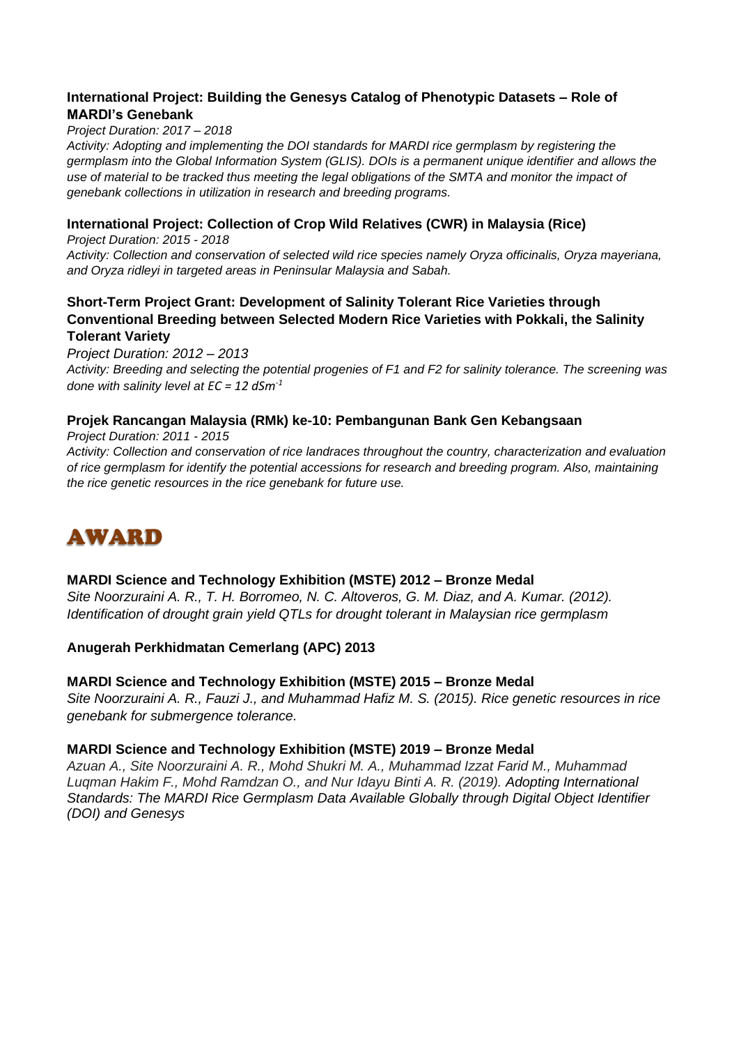### International Project: Building the Genesys Catalog of Phenotypic Datasets – Role of MARDI's Genebank

*Project Duration: 2017 – 2018*

*Activity: Adopting and implementing the DOI standards for MARDI rice germplasm by registering the germplasm into the Global Information System (GLIS). DOIs is a permanent unique identifier and allows the use of material to be tracked thus meeting the legal obligations of the SMTA and monitor the impact of genebank collections in utilization in research and breeding programs.*

### International Project: Collection of Crop Wild Relatives (CWR) in Malaysia (Rice)

*Project Duration: 2015 - 2018*

*Activity: Collection and conservation of selected wild rice species namely Oryza officinalis, Oryza mayeriana, and Oryza ridleyi in targeted areas in Peninsular Malaysia and Sabah.*

### Short-Term Project Grant: Development of Salinity Tolerant Rice Varieties through Conventional Breeding between Selected Modern Rice Varieties with Pokkali, the Salinity Tolerant Variety

*Project Duration: 2012 – 2013*

*Activity: Breeding and selecting the potential progenies of F1 and F2 for salinity tolerance. The screening was done with salinity level at $EC = 12\ dSm^{-1}$*

### Projek Rancangan Malaysia (RMk) ke-10: Pembangunan Bank Gen Kebangsaan

*Project Duration: 2011 - 2015*

*Activity: Collection and conservation of rice landraces throughout the country, characterization and evaluation of rice germplasm for identify the potential accessions for research and breeding program. Also, maintaining the rice genetic resources in the rice genebank for future use.*

## AWARD

**MARDI Science and Technology Exhibition (MSTE) 2012 – Bronze Medal**

*Site Noorzuraini A. R., T. H. Borromeo, N. C. Altoveros, G. M. Diaz, and A. Kumar. (2012). Identification of drought grain yield QTLs for drought tolerant in Malaysian rice germplasm*

**Anugerah Perkhidmatan Cemerlang (APC) 2013**

**MARDI Science and Technology Exhibition (MSTE) 2015 – Bronze Medal**

*Site Noorzuraini A. R., Fauzi J., and Muhammad Hafiz M. S. (2015). Rice genetic resources in rice genebank for submergence tolerance.*

**MARDI Science and Technology Exhibition (MSTE) 2019 – Bronze Medal**

*Azuan A., Site Noorzuraini A. R., Mohd Shukri M. A., Muhammad Izzat Farid M., Muhammad Luqman Hakim F., Mohd Ramdzan O., and Nur Idayu Binti A. R. (2019). Adopting International Standards: The MARDI Rice Germplasm Data Available Globally through Digital Object Identifier (DOI) and Genesys*